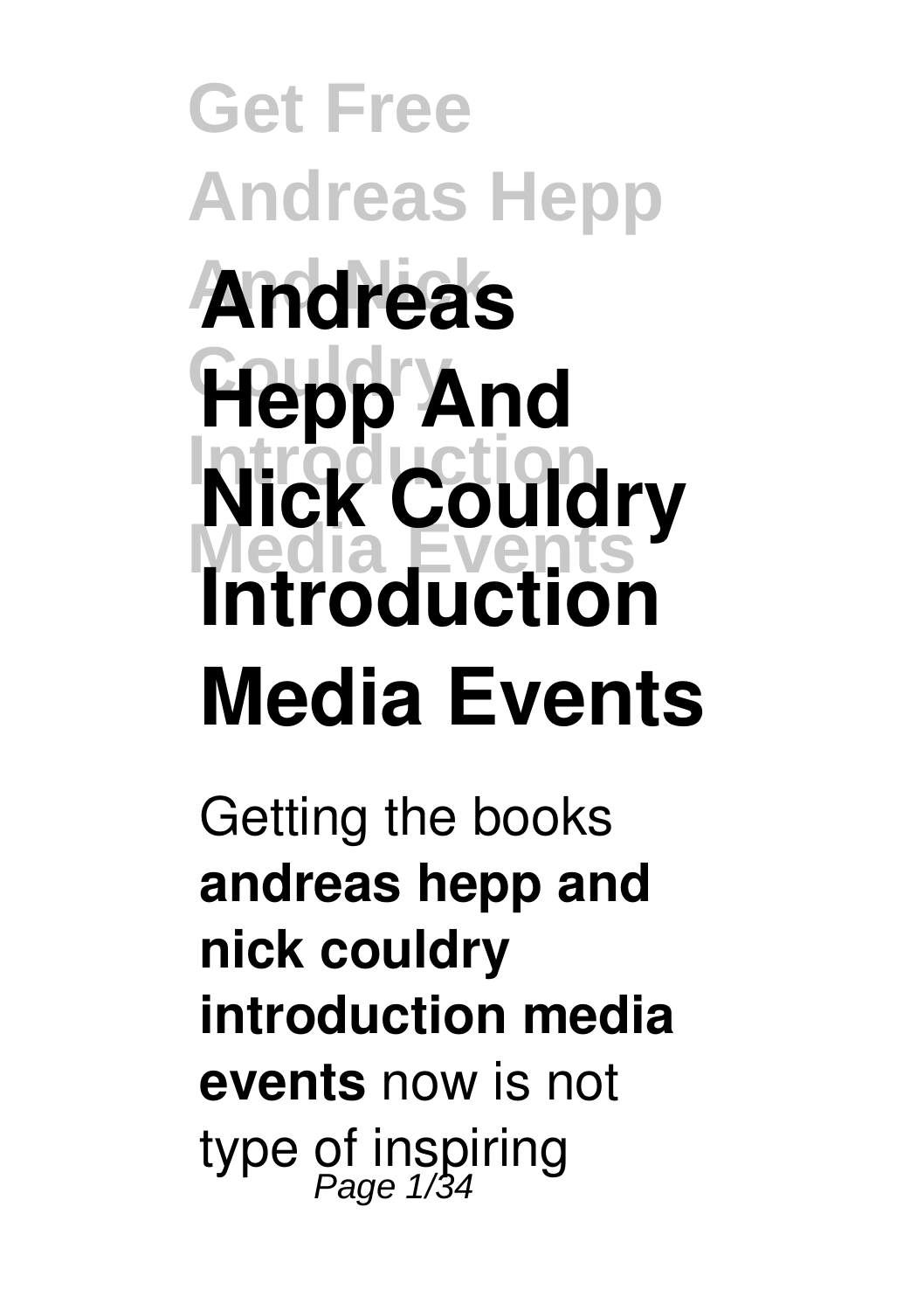# Andreas Hepp And Nick Couldry Introduction Media Events

Getting the books **andreas hepp and nick couldry introduction media events** now is not type of inspiring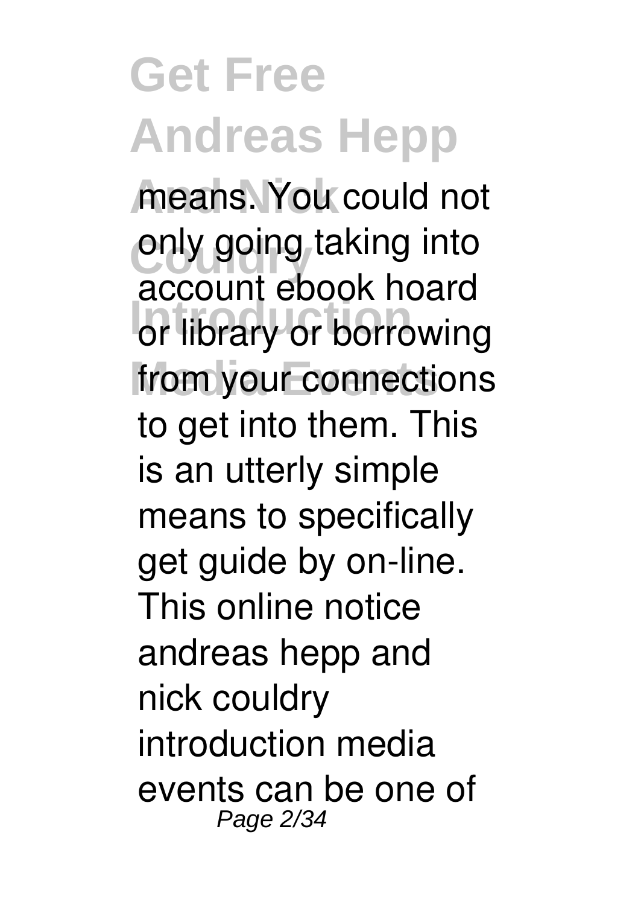means. You could not only going taking into account ebook hoard or library or borrowing from your connections to get into them. This is an utterly simple means to specifically get guide by on-line. This online notice andreas hepp and nick couldry introduction media events can be one of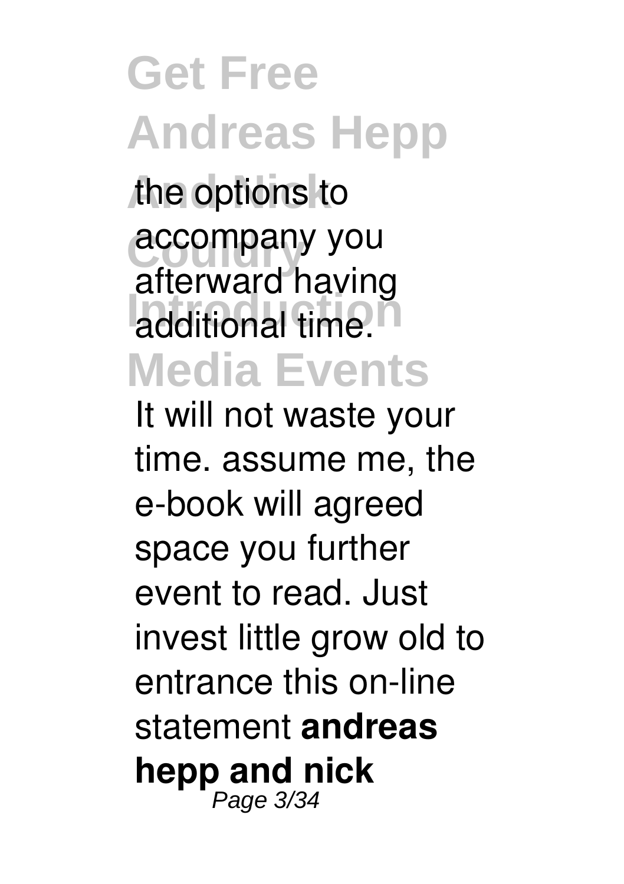the options to accompany you afterward having additional time.

It will not waste your time. assume me, the e-book will agreed space you further event to read. Just invest little grow old to entrance this on-line statement **andreas hepp and nick**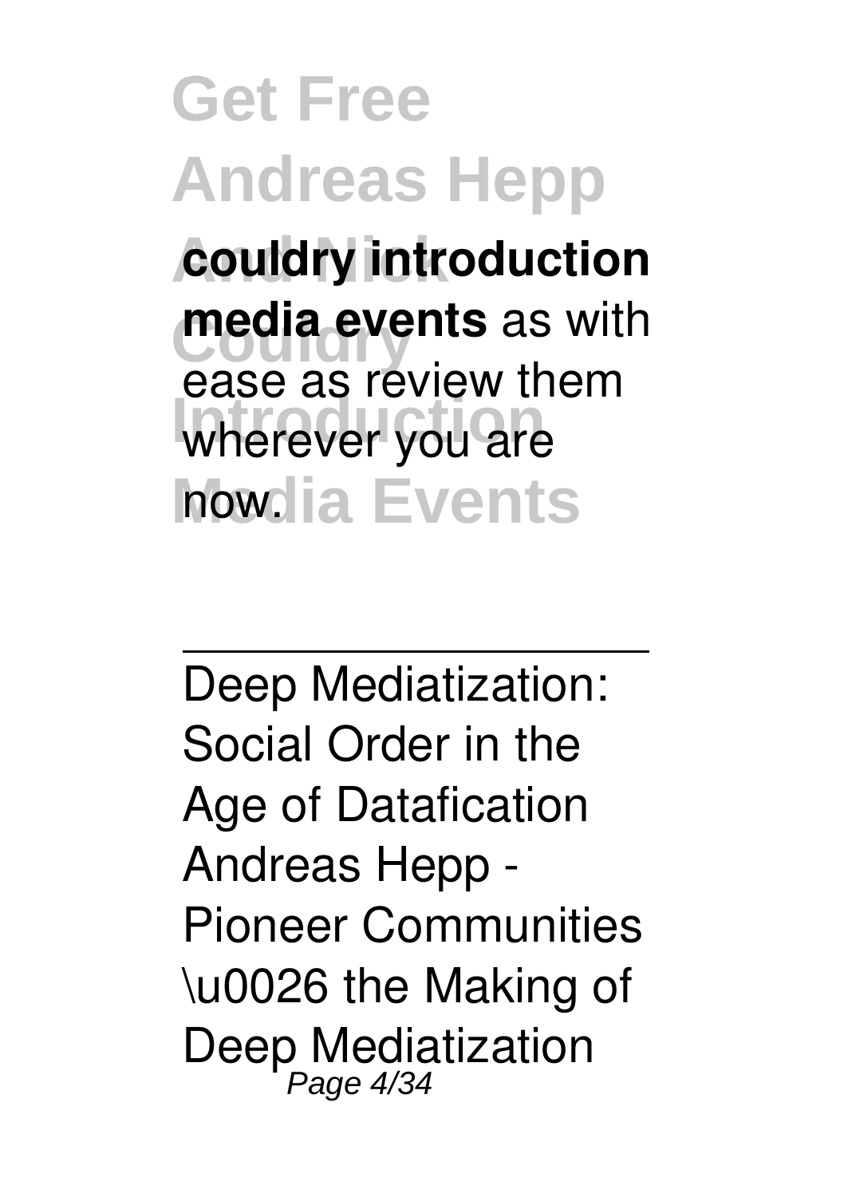**couldry introduction media events** as with ease as review them wherever you are now.

---

Deep Mediatization: Social Order in the Age of Datafication Andreas Hepp - Pioneer Communities \u0026 the Making of Deep Mediatization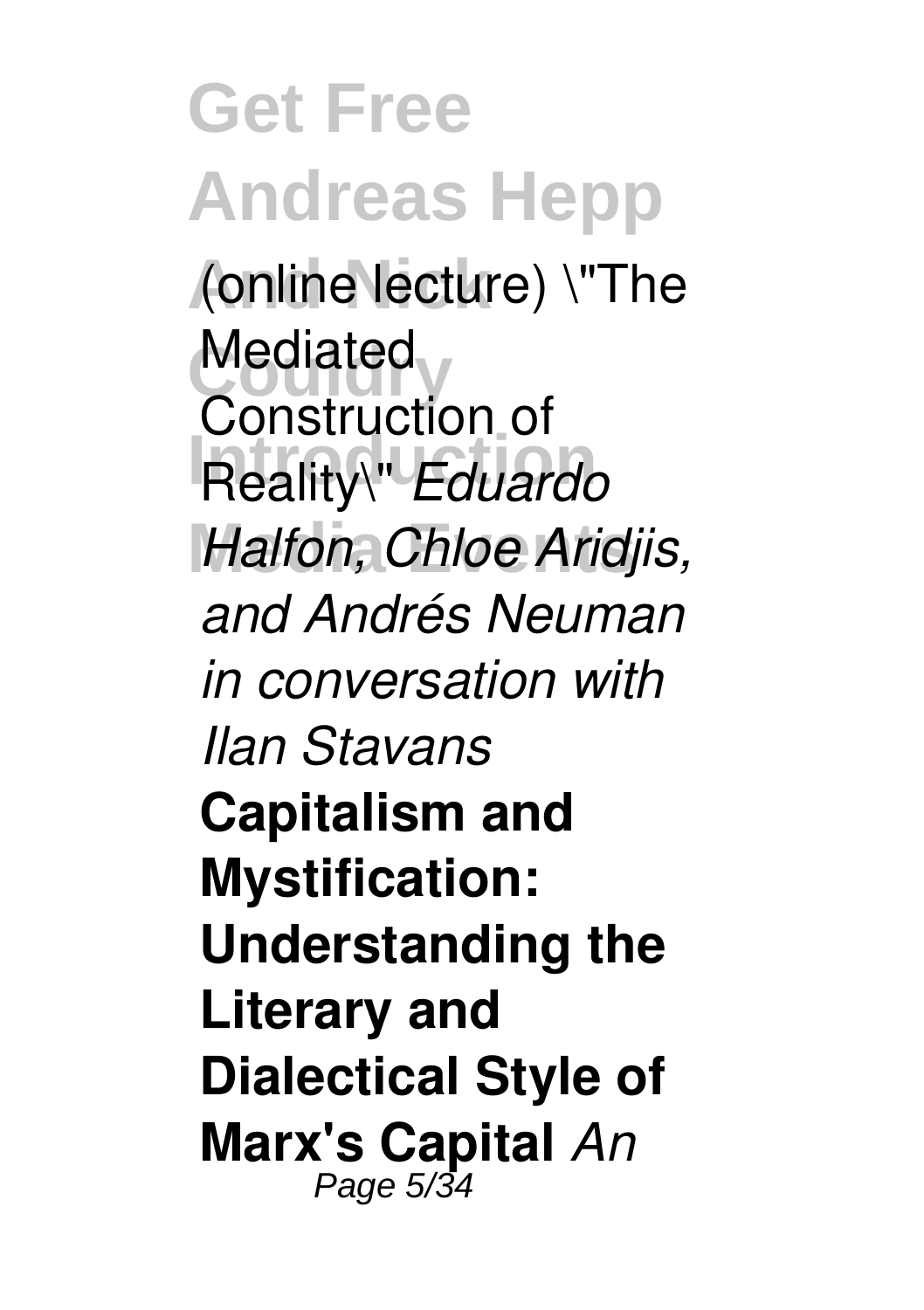(online lecture) \"The Mediated Construction of Reality\" *Eduardo Halfon, Chloe Aridjis, and Andrés Neuman in conversation with Ilan Stavans* **Capitalism and Mystification: Understanding the Literary and Dialectical Style of Marx's Capital** *An*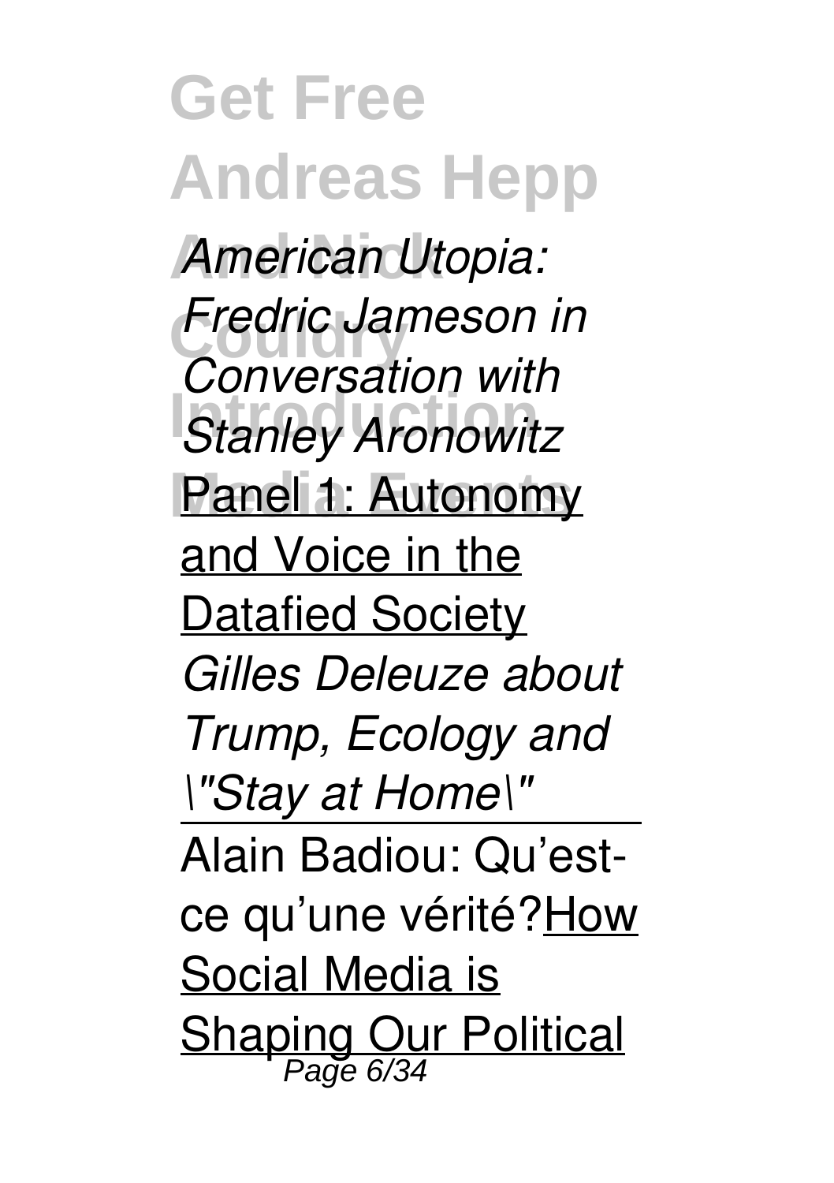*American Utopia: Fredric Jameson in Conversation with Stanley Aronowitz* Panel 1: Autonomy and Voice in the Datafied Society *Gilles Deleuze about Trump, Ecology and \"Stay at Home\"*

Alain Badiou: Qu'est-ce qu'une vérité?How Social Media is Shaping Our Political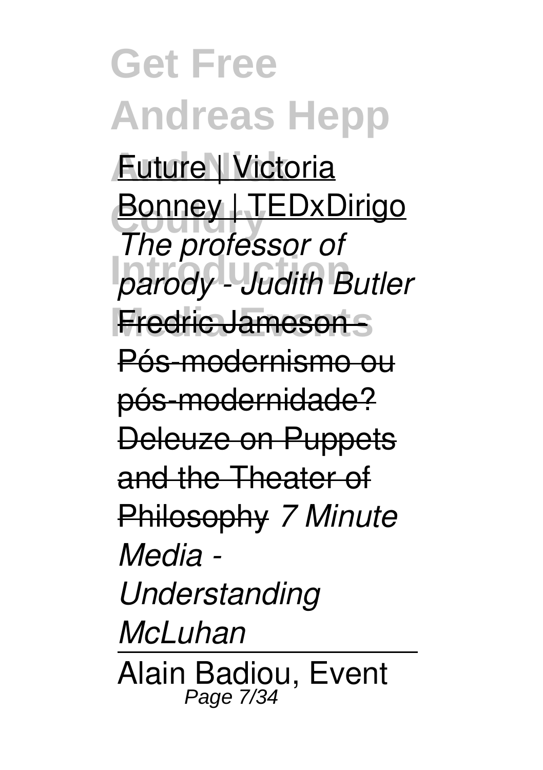Future | Victoria Bonney | TEDxDirigo *The professor of parody - Judith Butler* Fredric Jameson - Pós-modernismo ou pós-modernidade? Deleuze on Puppets and the Theater of Philosophy *7 Minute Media - Understanding McLuhan*

Alain Badiou, Event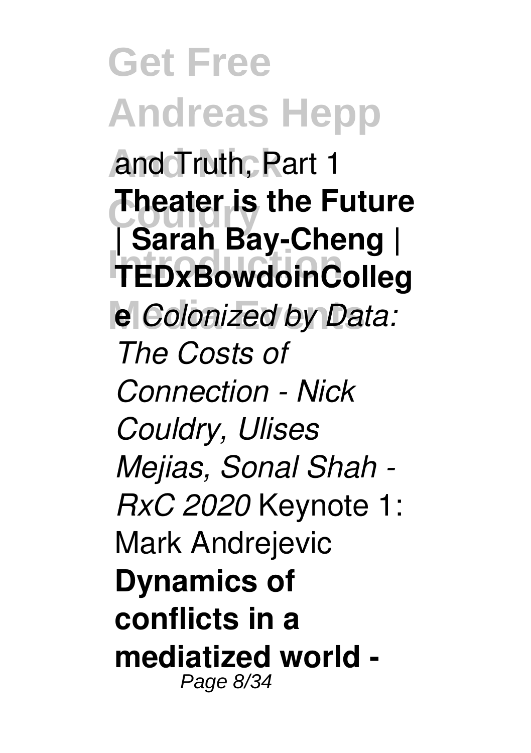and Truth, Part 1 **Theater is the Future | Sarah Bay-Cheng | TEDxBowdoinCollege** *Colonized by Data: The Costs of Connection - Nick Couldry, Ulises Mejias, Sonal Shah - RxC 2020* Keynote 1: Mark Andrejevic **Dynamics of conflicts in a mediatized world -**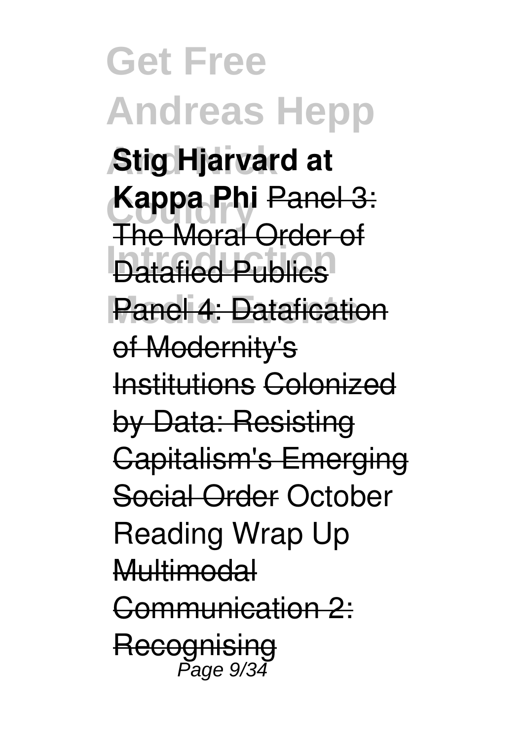**Stig Hjarvard at Kappa Phi** Panel 3: The Moral Order of Datafied Publics Panel 4: Datafication of Modernity's Institutions Colonized by Data: Resisting Capitalism's Emerging Social Order October Reading Wrap Up Multimodal Communication 2: Recognising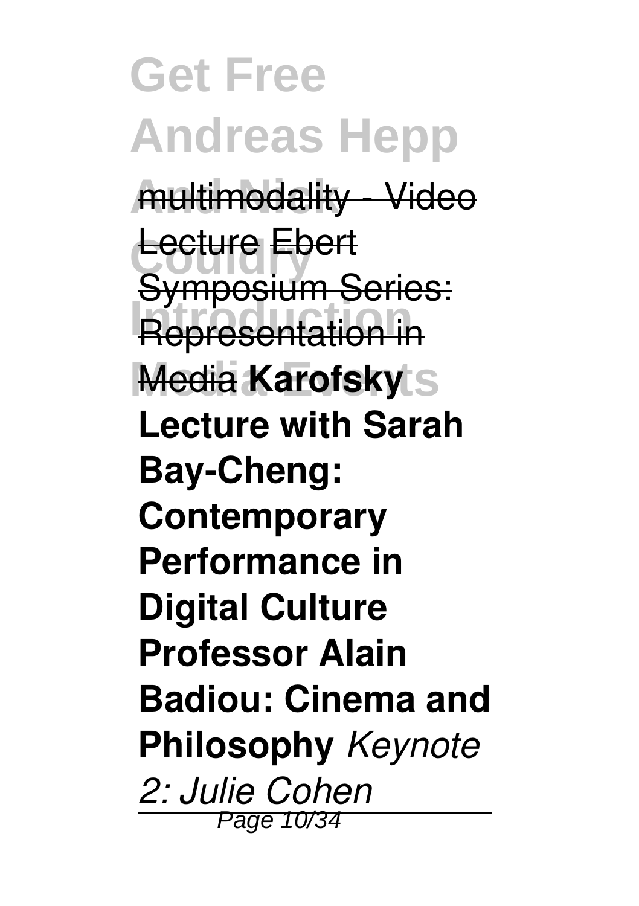multimodality - Video Lecture Ebert Symposium Series: Representation in Media **Karofsky Lecture with Sarah Bay-Cheng: Contemporary Performance in Digital Culture Professor Alain Badiou: Cinema and Philosophy** *Keynote 2: Julie Cohen*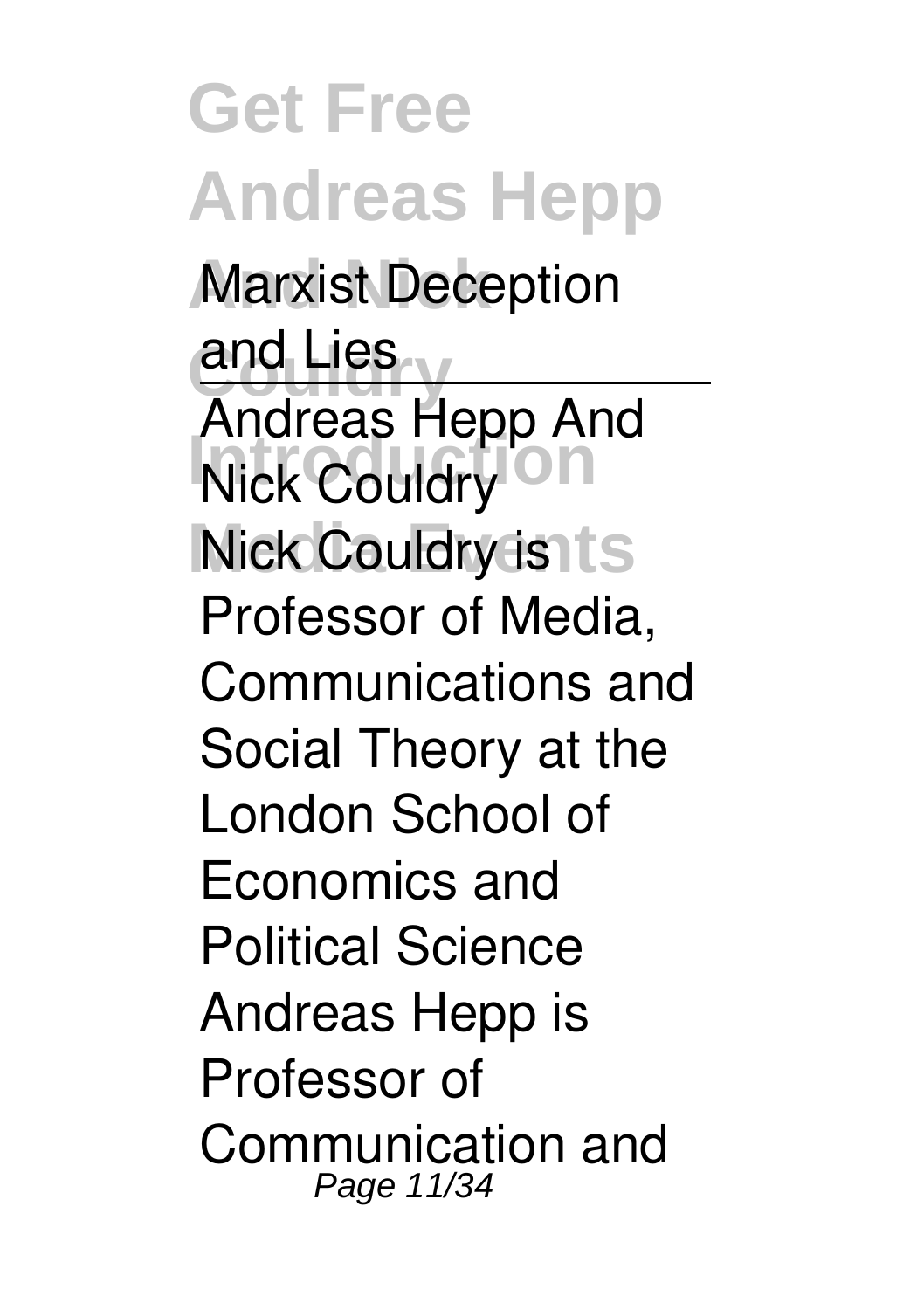Marxist Deception and Lies

---

Andreas Hepp And Nick Couldry

Nick Couldry is Professor of Media, Communications and Social Theory at the London School of Economics and Political Science Andreas Hepp is Professor of Communication and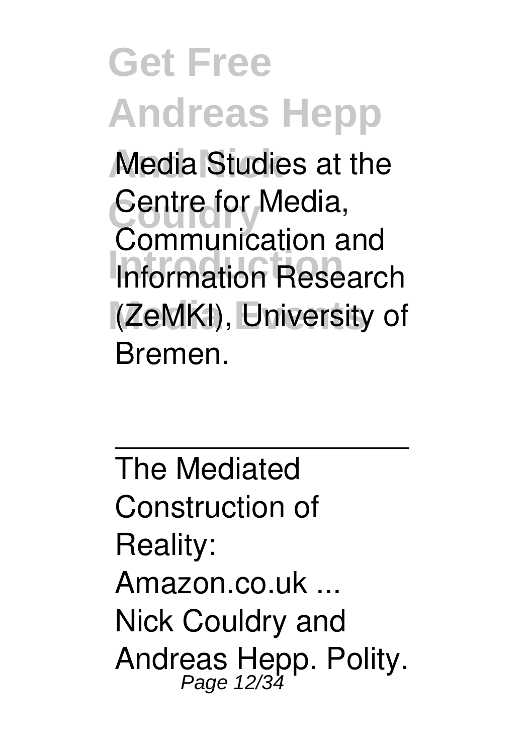Media Studies at the Centre for Media, Communication and Information Research (ZeMKI), University of Bremen.

---

The Mediated Construction of Reality: Amazon.co.uk ...

Nick Couldry and Andreas Hepp. Polity.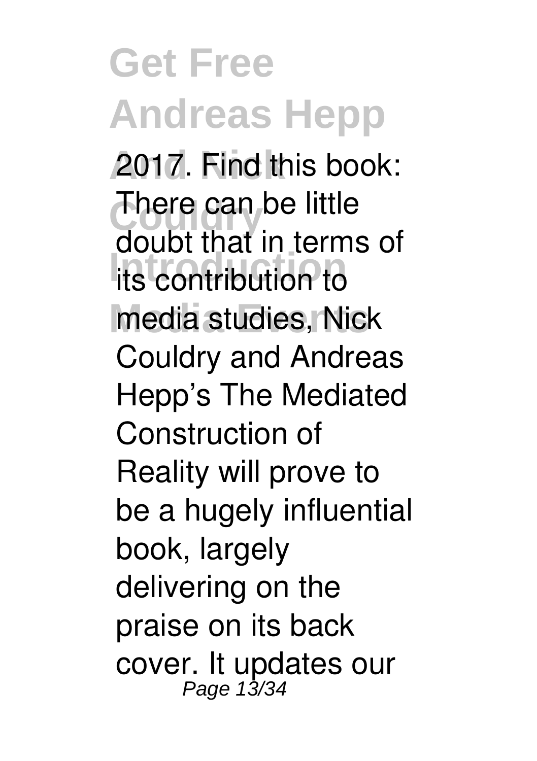2017. Find this book: There can be little doubt that in terms of its contribution to media studies, Nick Couldry and Andreas Hepp's The Mediated Construction of Reality will prove to be a hugely influential book, largely delivering on the praise on its back cover. It updates our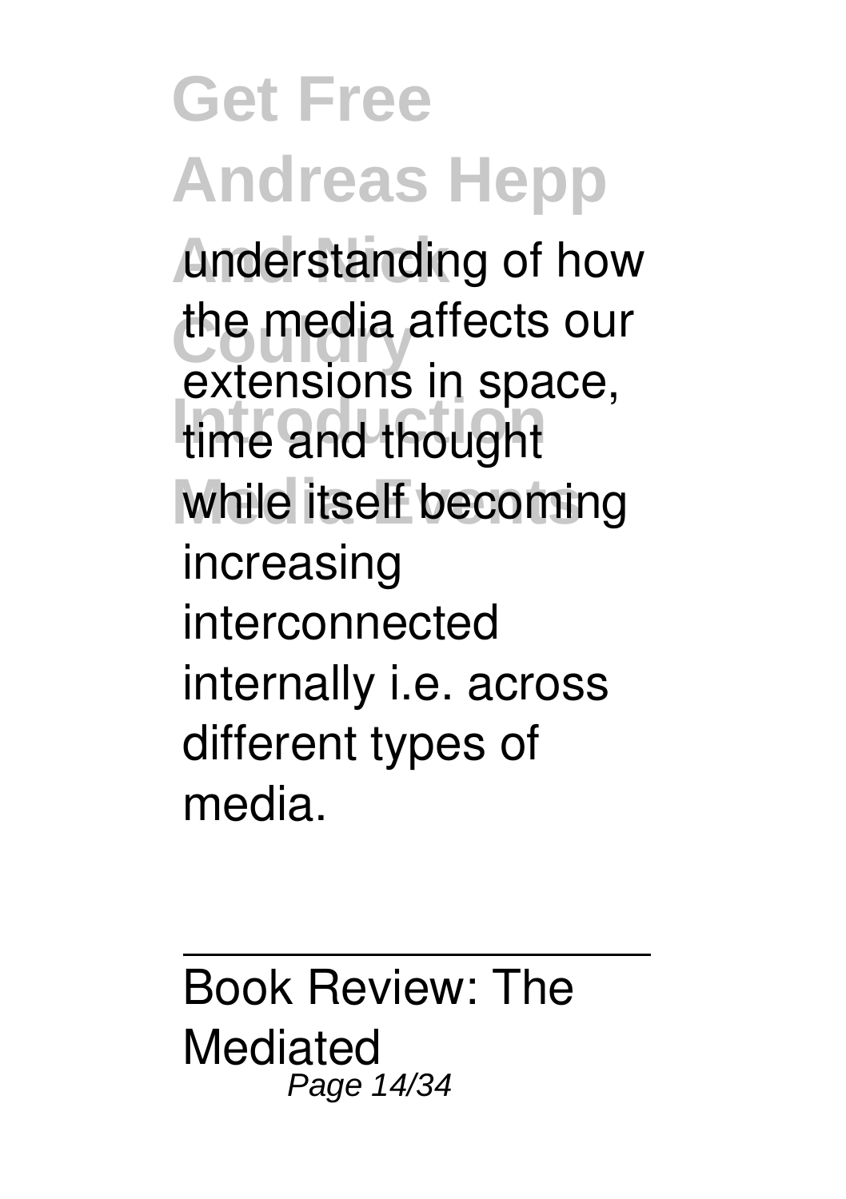understanding of how the media affects our extensions in space, time and thought while itself becoming increasing interconnected internally i.e. across different types of media.

---

Book Review: The Mediated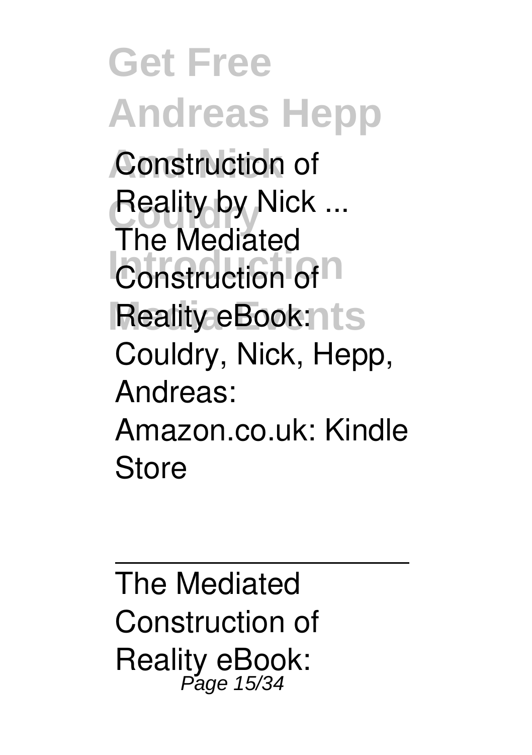**Construction of Reality by Nick ...**

The Mediated Construction of Reality eBook: Couldry, Nick, Hepp, Andreas: Amazon.co.uk: Kindle Store

---

The Mediated Construction of Reality eBook: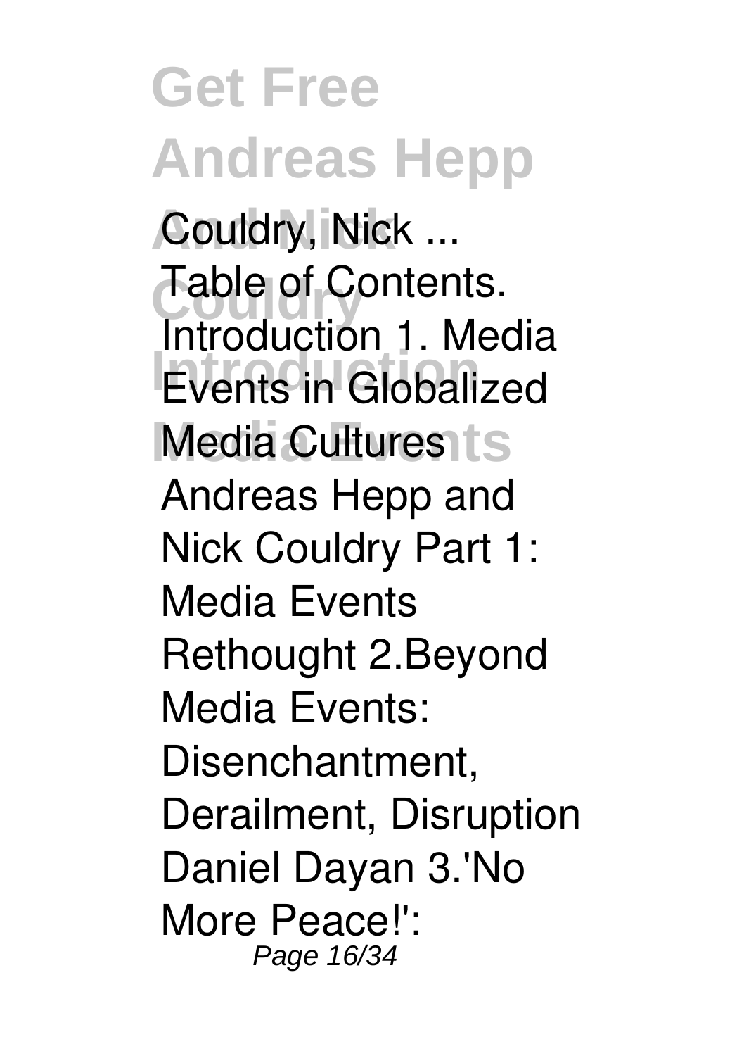Couldry, Nick ...
Table of Contents.
Introduction 1. Media Events in Globalized Media Cultures
Andreas Hepp and Nick Couldry Part 1: Media Events Rethought 2.Beyond Media Events: Disenchantment, Derailment, Disruption
Daniel Dayan 3.'No More Peace!':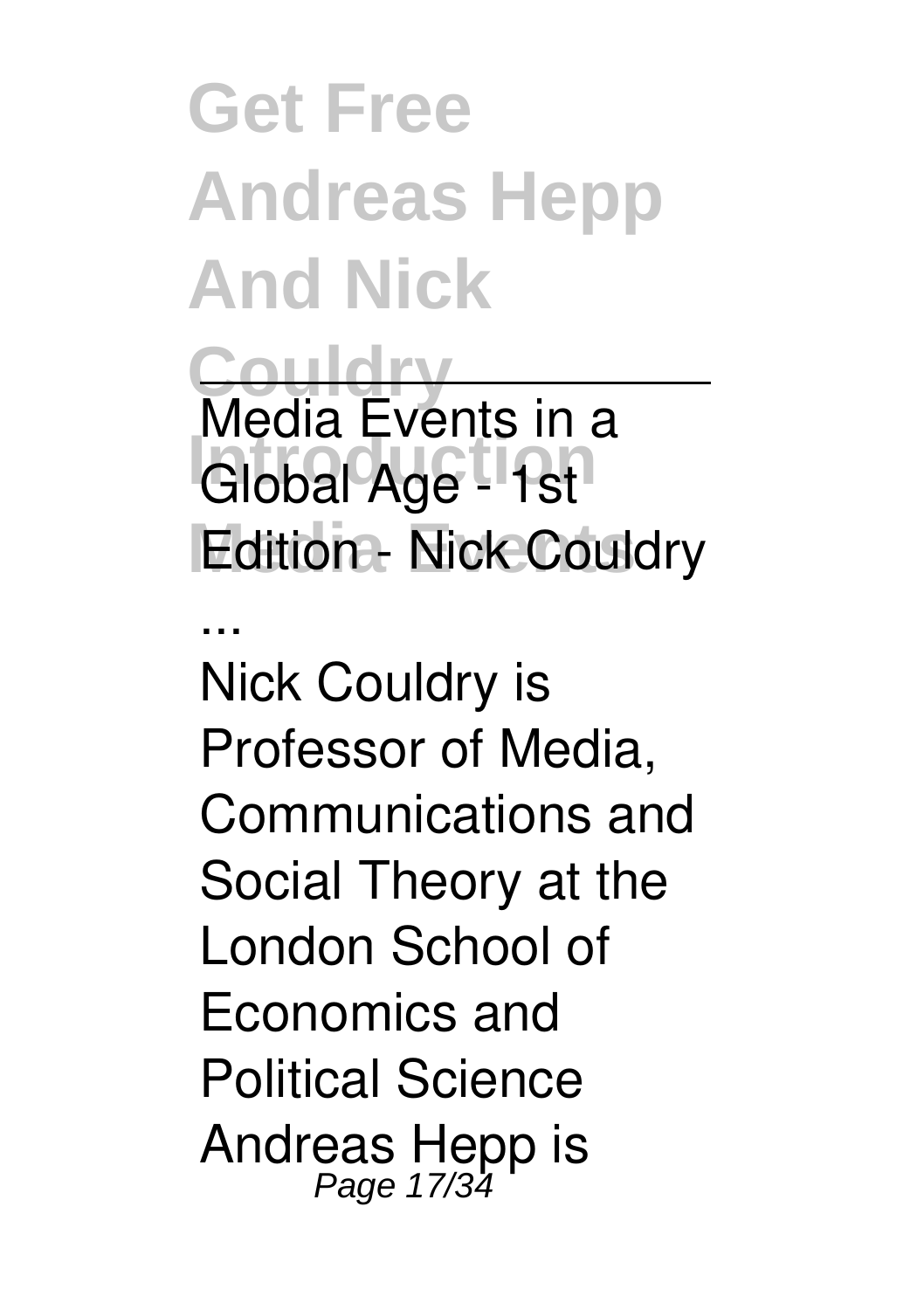Media Events in a Global Age - 1st Edition - Nick Couldry ...

Nick Couldry is Professor of Media, Communications and Social Theory at the London School of Economics and Political Science Andreas Hepp is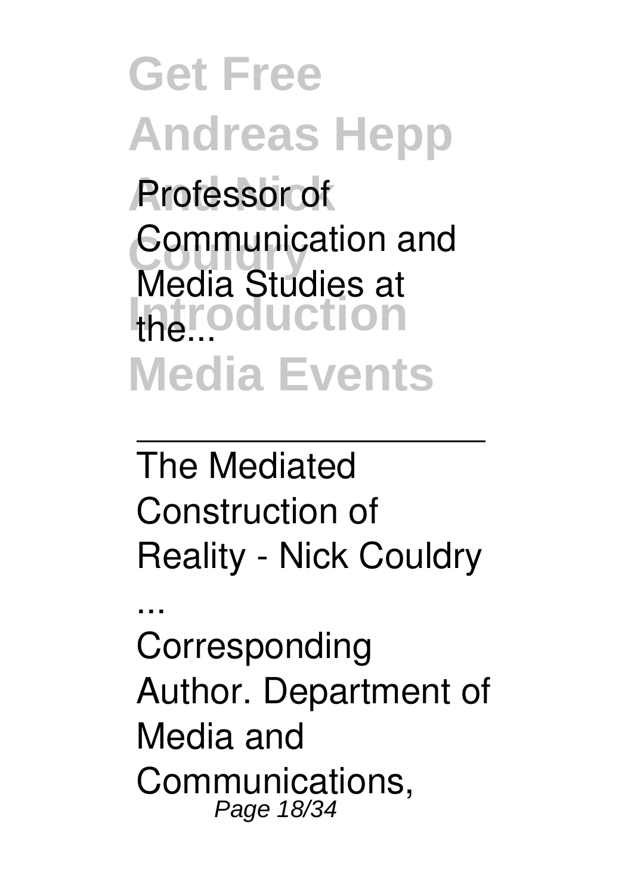Professor of Communication and Media Studies at the...

---

The Mediated Construction of Reality - Nick Couldry ...

Corresponding Author. Department of Media and Communications,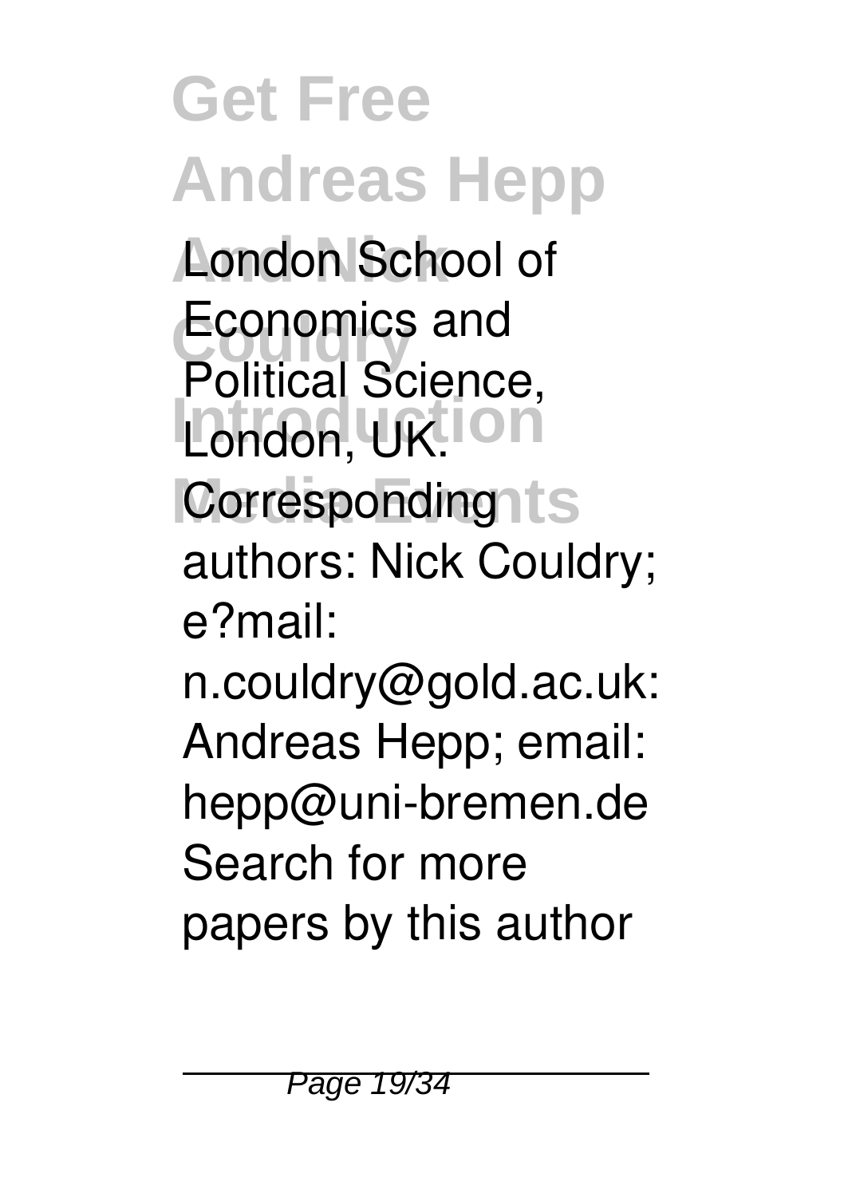London School of Economics and Political Science, London, UK. Corresponding authors: Nick Couldry; e?mail: n.couldry@gold.ac.uk: Andreas Hepp; email: hepp@uni-bremen.de Search for more papers by this author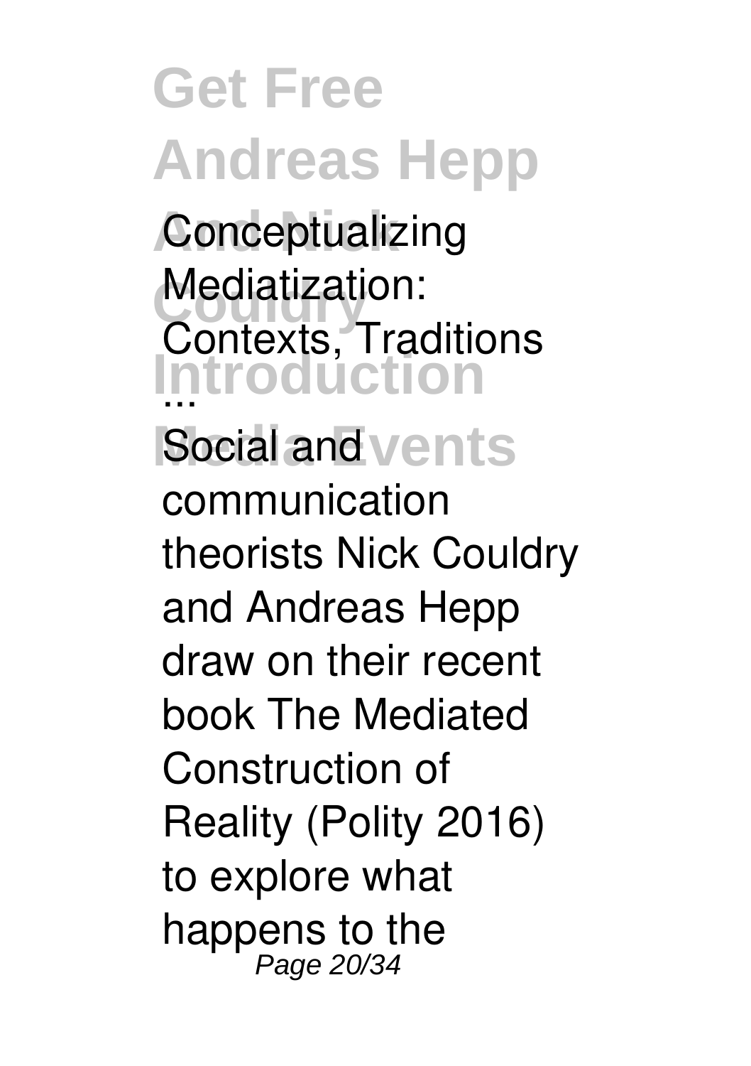**Conceptualizing Mediatization: Contexts, Traditions ...**

Social and communication theorists Nick Couldry and Andreas Hepp draw on their recent book The Mediated Construction of Reality (Polity 2016) to explore what happens to the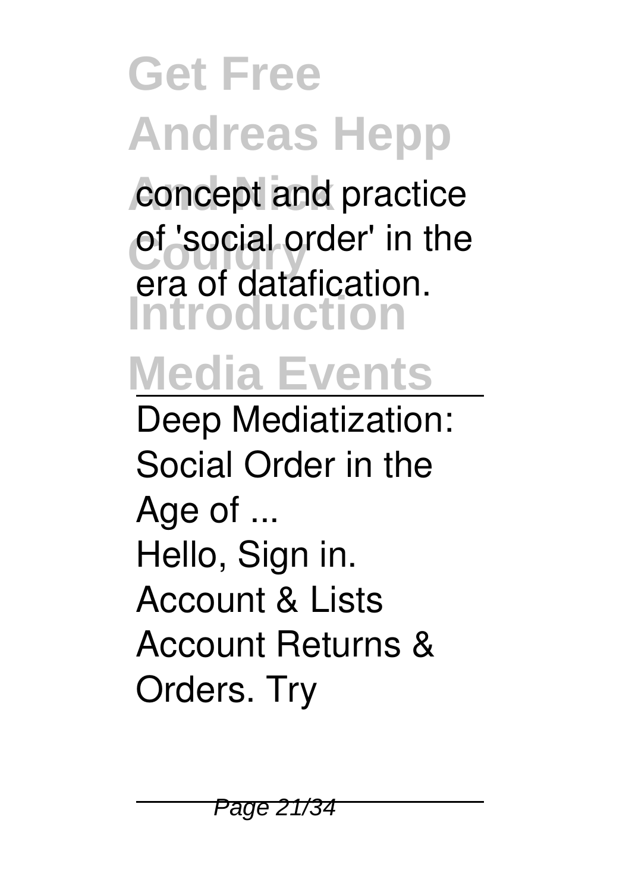concept and practice of 'social order' in the era of datafication.

Deep Mediatization: Social Order in the Age of ...

Hello, Sign in. Account & Lists Account Returns & Orders. Try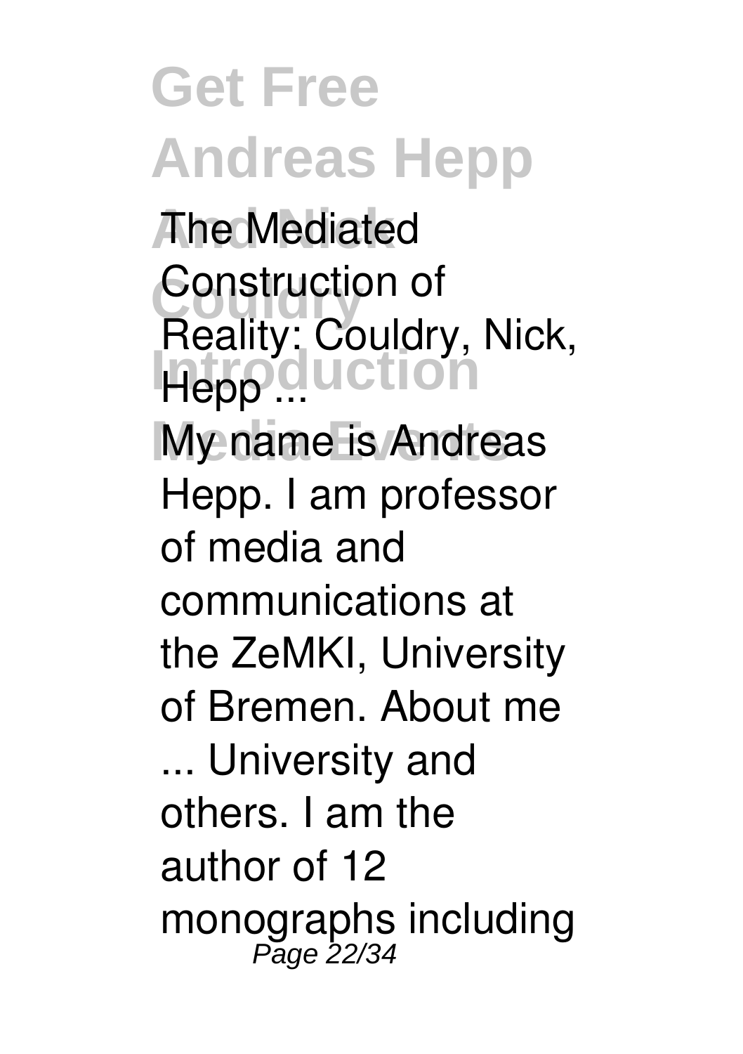**The Mediated Construction of Reality: Couldry, Nick, Hepp ...**

My name is Andreas Hepp. I am professor of media and communications at the ZeMKI, University of Bremen. About me ... University and others. I am the author of 12 monographs including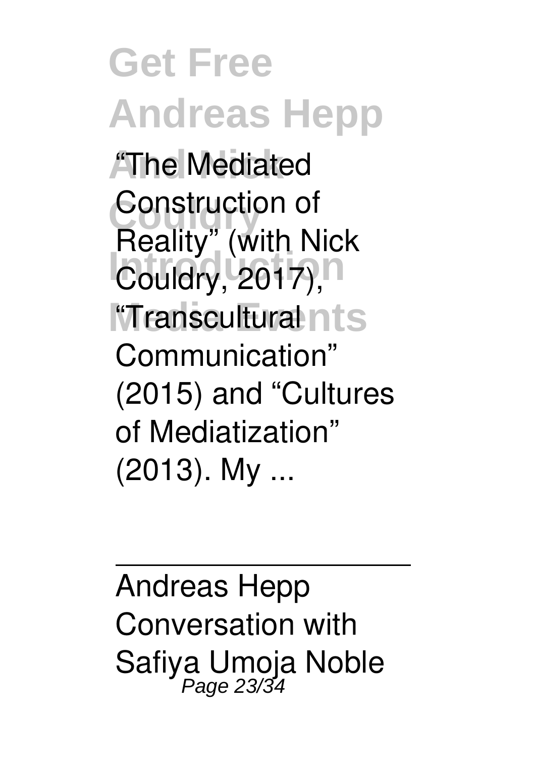“The Mediated Construction of Reality” (with Nick Couldry, 2017), “Transcultural Communication” (2015) and “Cultures of Mediatization” (2013). My ...

---

Andreas Hepp Conversation with Safiya Umoja Noble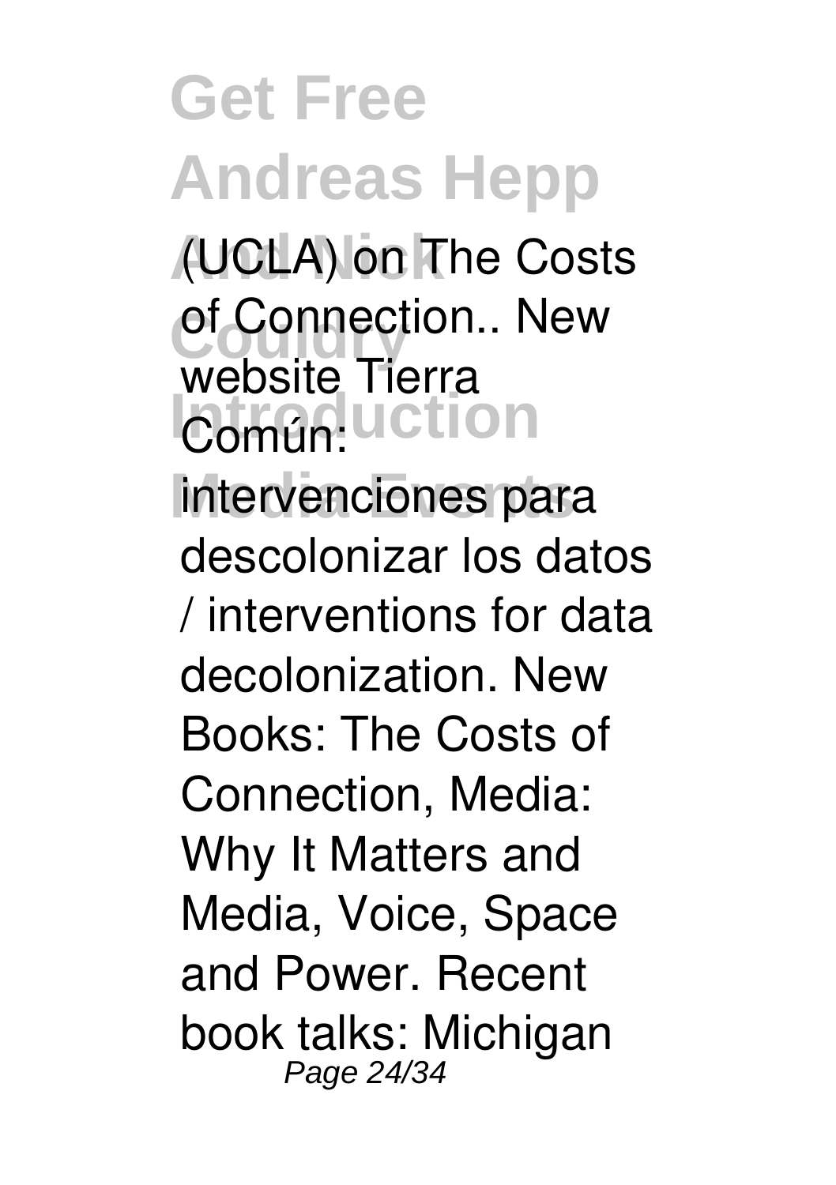(UCLA) on The Costs of Connection.. New website Tierra Común: intervenciones para descolonizar los datos / interventions for data decolonization. New Books: The Costs of Connection, Media: Why It Matters and Media, Voice, Space and Power. Recent book talks: Michigan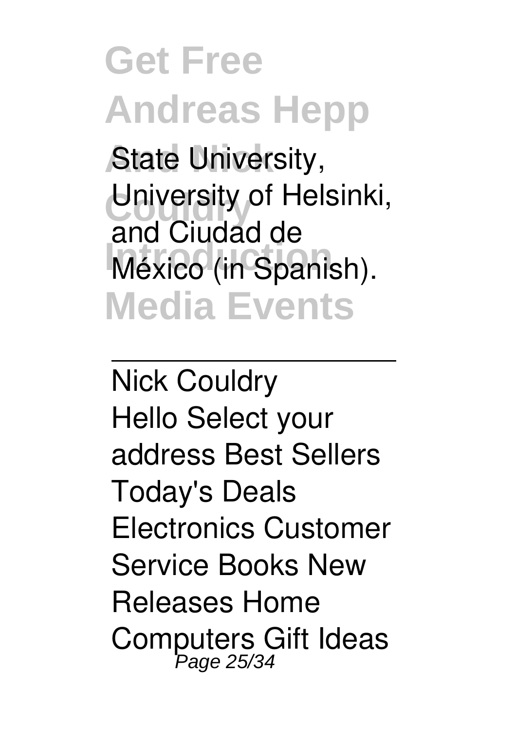State University, University of Helsinki, and Ciudad de México (in Spanish).

---

Nick Couldry

Hello Select your address Best Sellers Today's Deals Electronics Customer Service Books New Releases Home Computers Gift Ideas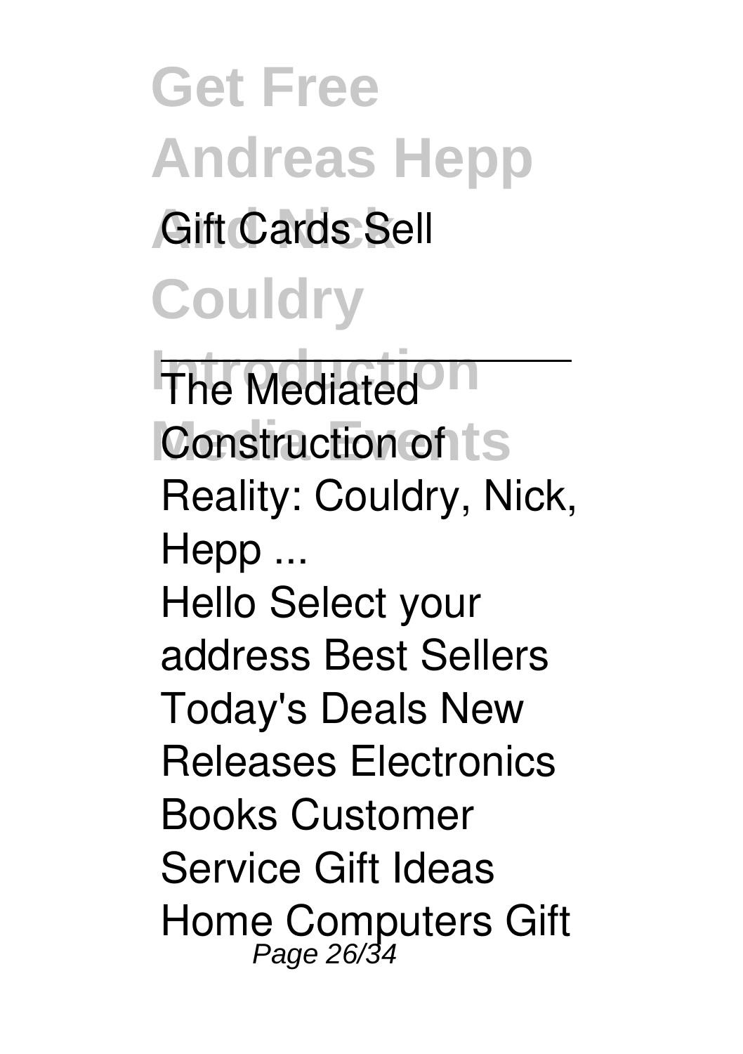Gift Cards Sell

---

The Mediated Construction of Reality: Couldry, Nick, Hepp ...

Hello Select your address Best Sellers Today's Deals New Releases Electronics Books Customer Service Gift Ideas Home Computers Gift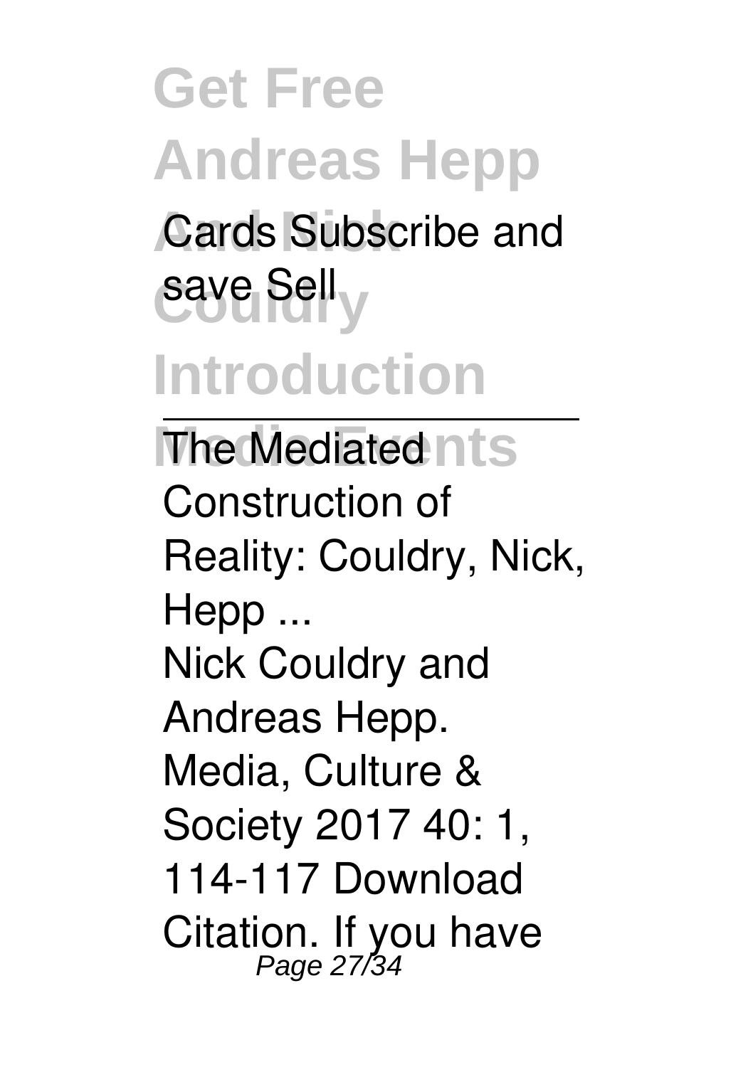Cards Subscribe and save Sell

The Mediated Construction of Reality: Couldry, Nick, Hepp ...

Nick Couldry and Andreas Hepp. Media, Culture & Society 2017 40: 1, 114-117 Download Citation. If you have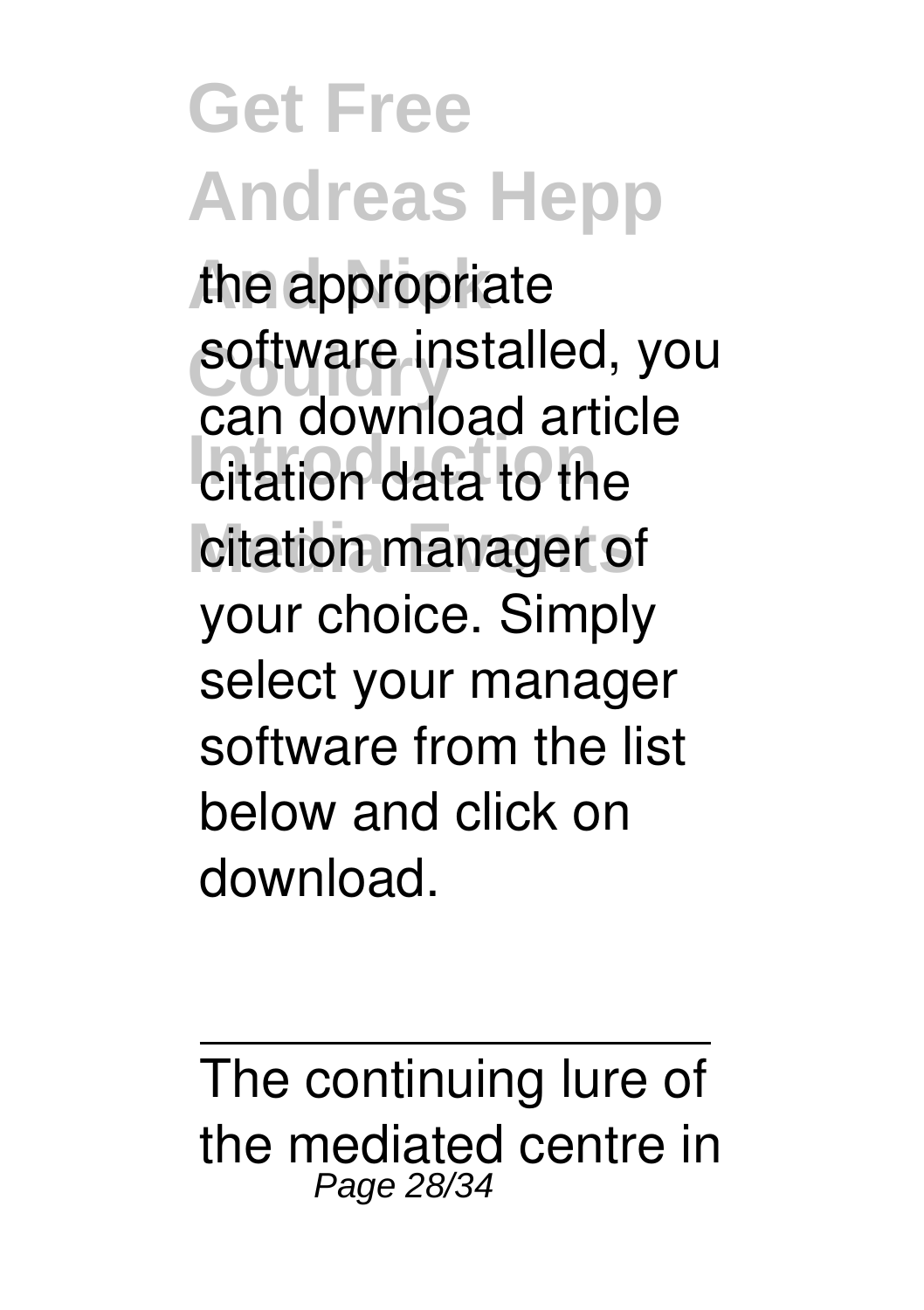the appropriate software installed, you can download article citation data to the citation manager of your choice. Simply select your manager software from the list below and click on download.

---

The continuing lure of the mediated centre in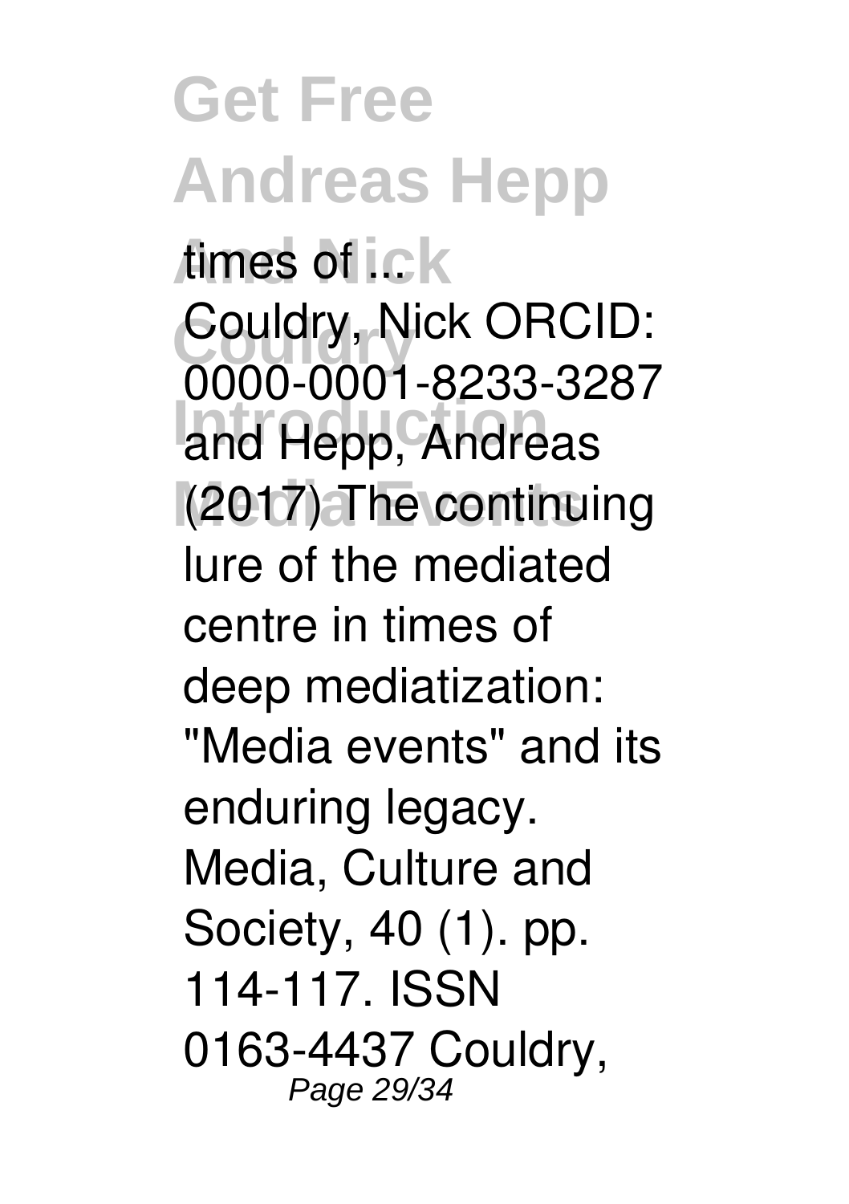times of ...

Couldry, Nick ORCID: 0000-0001-8233-3287 and Hepp, Andreas (2017) The continuing lure of the mediated centre in times of deep mediatization: "Media events" and its enduring legacy. Media, Culture and Society, 40 (1). pp. 114-117. ISSN 0163-4437 Couldry,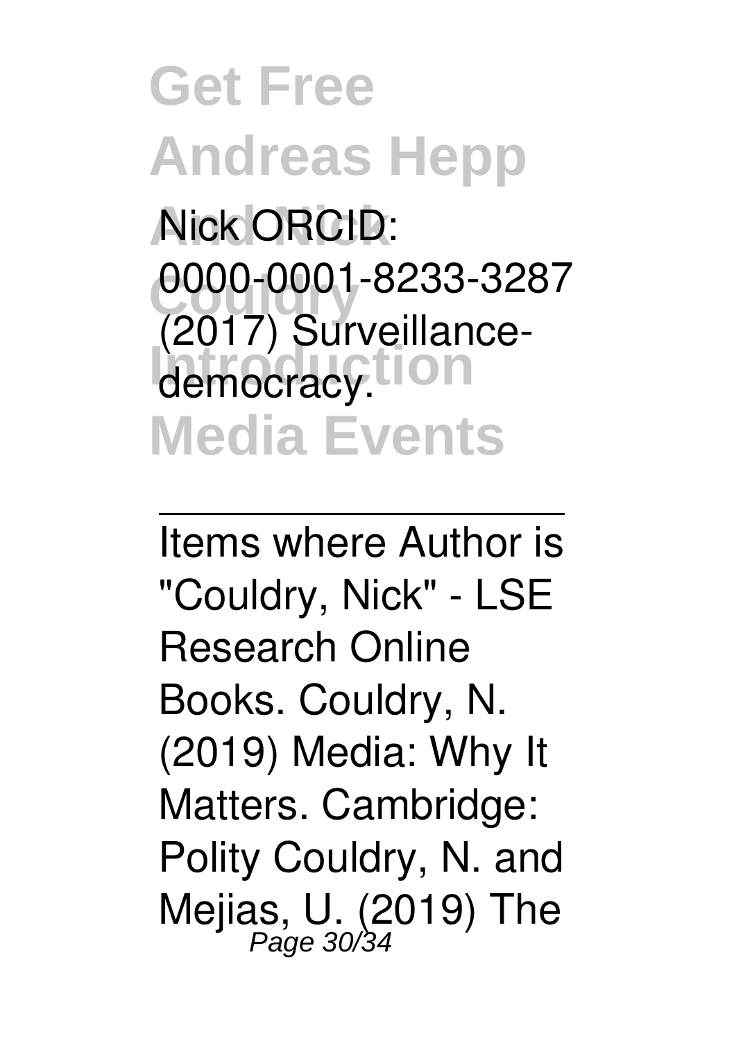Nick ORCID: 0000-0001-8233-3287 (2017) Surveillance-democracy.

---

Items where Author is "Couldry, Nick" - LSE Research Online

Books. Couldry, N. (2019) Media: Why It Matters. Cambridge: Polity Couldry, N. and Mejias, U. (2019) The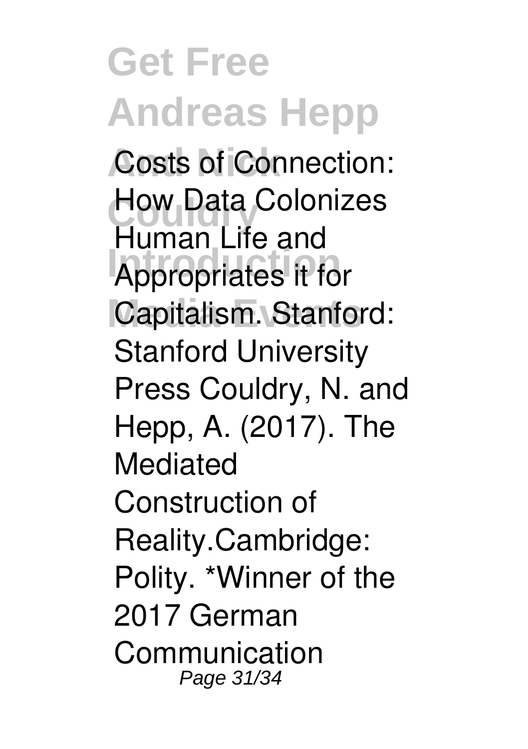Costs of Connection: How Data Colonizes Human Life and Appropriates it for Capitalism. Stanford: Stanford University Press Couldry, N. and Hepp, A. (2017). The Mediated Construction of Reality.Cambridge: Polity. *Winner of the 2017 German Communication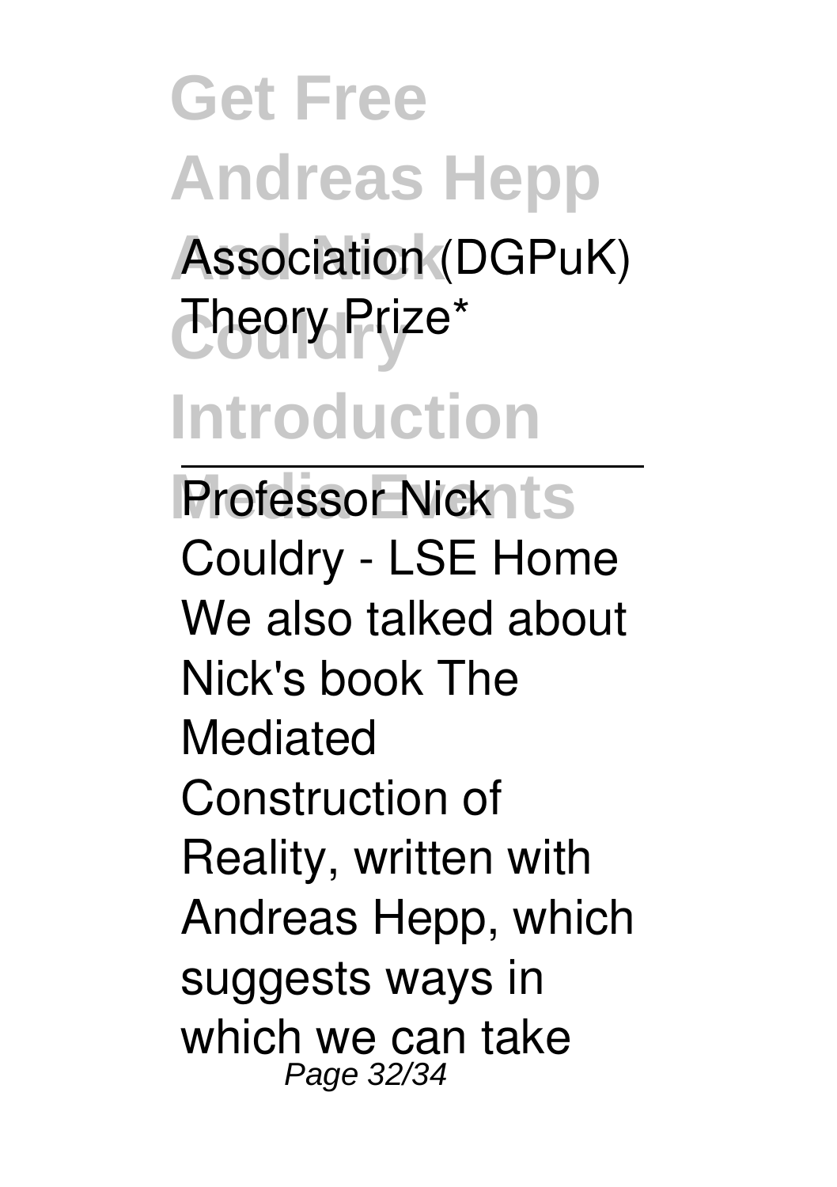Association (DGPuK) Theory Prize*

Professor Nick Couldry - LSE Home

We also talked about Nick's book The Mediated Construction of Reality, written with Andreas Hepp, which suggests ways in which we can take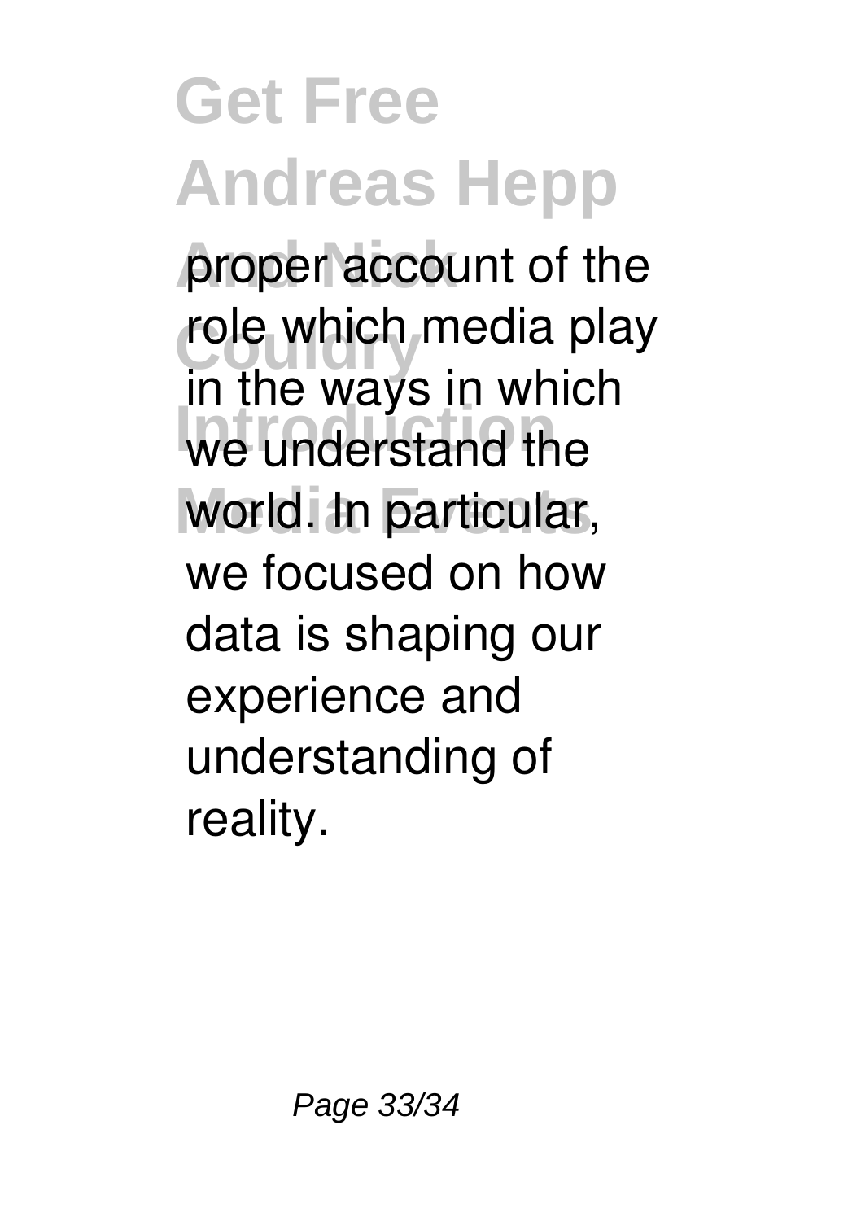proper account of the role which media play in the ways in which we understand the world. In particular, we focused on how data is shaping our experience and understanding of reality.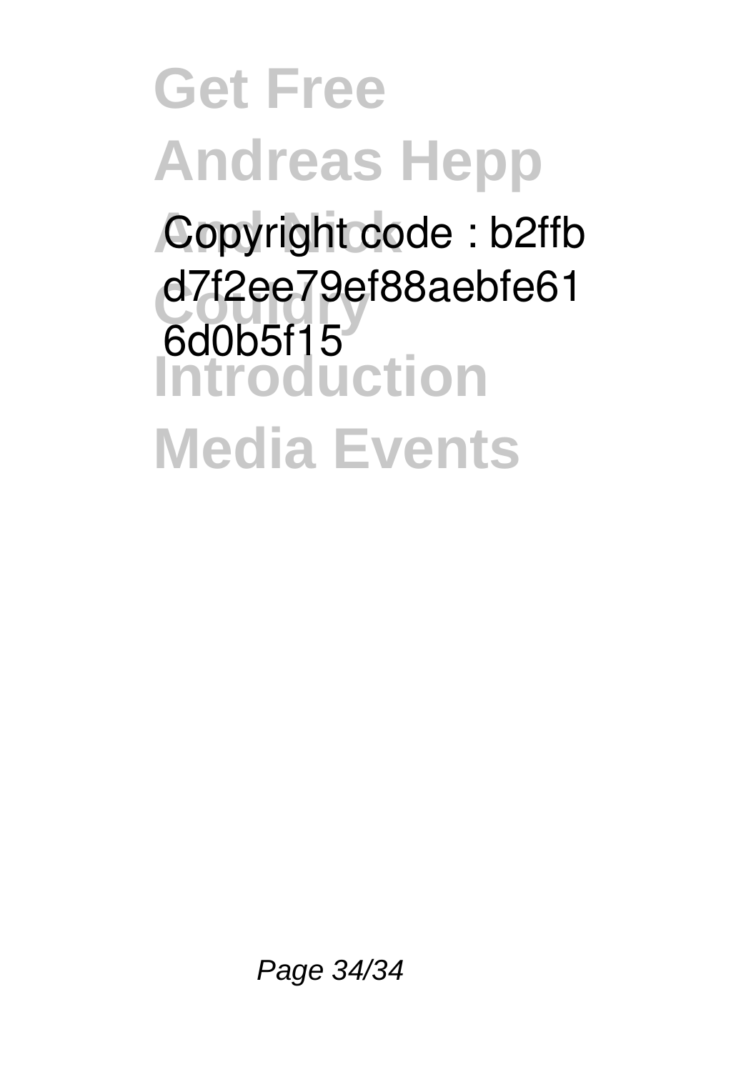Copyright code : b2ffbd7f2ee79ef88aebfe616d0b5f15